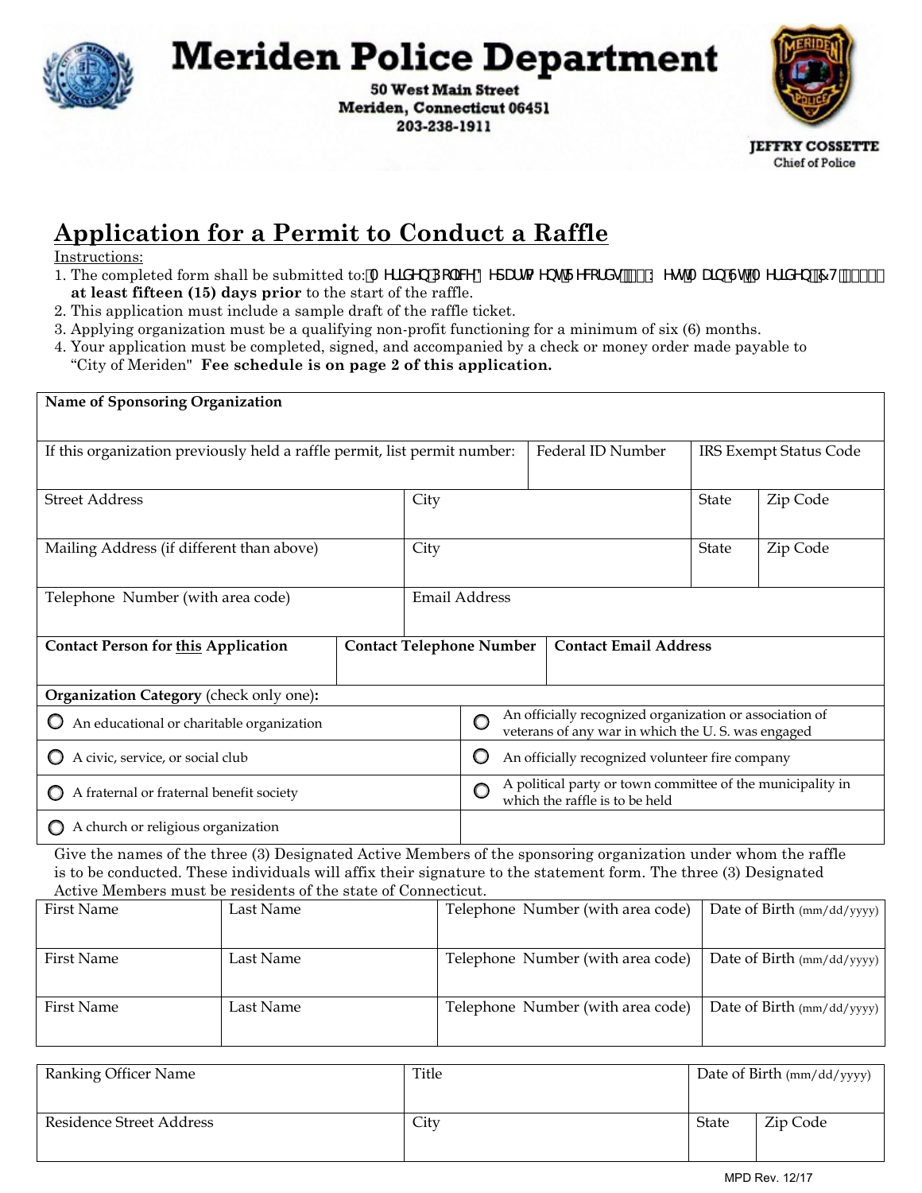# Meriden Police Department

**50 West Main Street**
**Meriden, Connecticut 06451**
**203-238-1911**

**JEFFRY COSSETTE**
Chief of Police

## Application for a Permit to Conduct a Raffle

Instructions:

1. The completed form shall be submitted to: 0HULGHQ3ROLFH'HSDUWPHQW5HFRUGV :HVW0DLQ6W0HULGHQ&7 **at least fifteen (15) days prior** to the start of the raffle.
2. This application must include a sample draft of the raffle ticket.
3. Applying organization must be a qualifying non-profit functioning for a minimum of six (6) months.
4. Your application must be completed, signed, and accompanied by a check or money order made payable to "City of Meriden" **Fee schedule is on page 2 of this application.**

| **Name of Sponsoring Organization** | | | |
|---|---|---|---|
| If this organization previously held a raffle permit, list permit number: | Federal ID Number | IRS Exempt Status Code | |
| Street Address | City | State | Zip Code |
| Mailing Address (if different than above) | City | State | Zip Code |
| Telephone Number (with area code) | Email Address | | |
| **Contact Person for this Application** | **Contact Telephone Number** | **Contact Email Address** | |

**Organization Category** (check only one)**:**

| | |
|---|---|
| ○ An educational or charitable organization | ○ An officially recognized organization or association of veterans of any war in which the U. S. was engaged |
| ○ A civic, service, or social club | ○ An officially recognized volunteer fire company |
| ○ A fraternal or fraternal benefit society | ○ A political party or town committee of the municipality in which the raffle is to be held |
| ○ A church or religious organization | |

Give the names of the three (3) Designated Active Members of the sponsoring organization under whom the raffle is to be conducted. These individuals will affix their signature to the statement form. The three (3) Designated Active Members must be residents of the state of Connecticut.

| First Name | Last Name | Telephone Number (with area code) | Date of Birth (mm/dd/yyyy) |
|---|---|---|---|
| First Name | Last Name | Telephone Number (with area code) | Date of Birth (mm/dd/yyyy) |
| First Name | Last Name | Telephone Number (with area code) | Date of Birth (mm/dd/yyyy) |

| Ranking Officer Name | Title | Date of Birth (mm/dd/yyyy) | |
|---|---|---|---|
| Residence Street Address | City | State | Zip Code |

MPD Rev. 12/17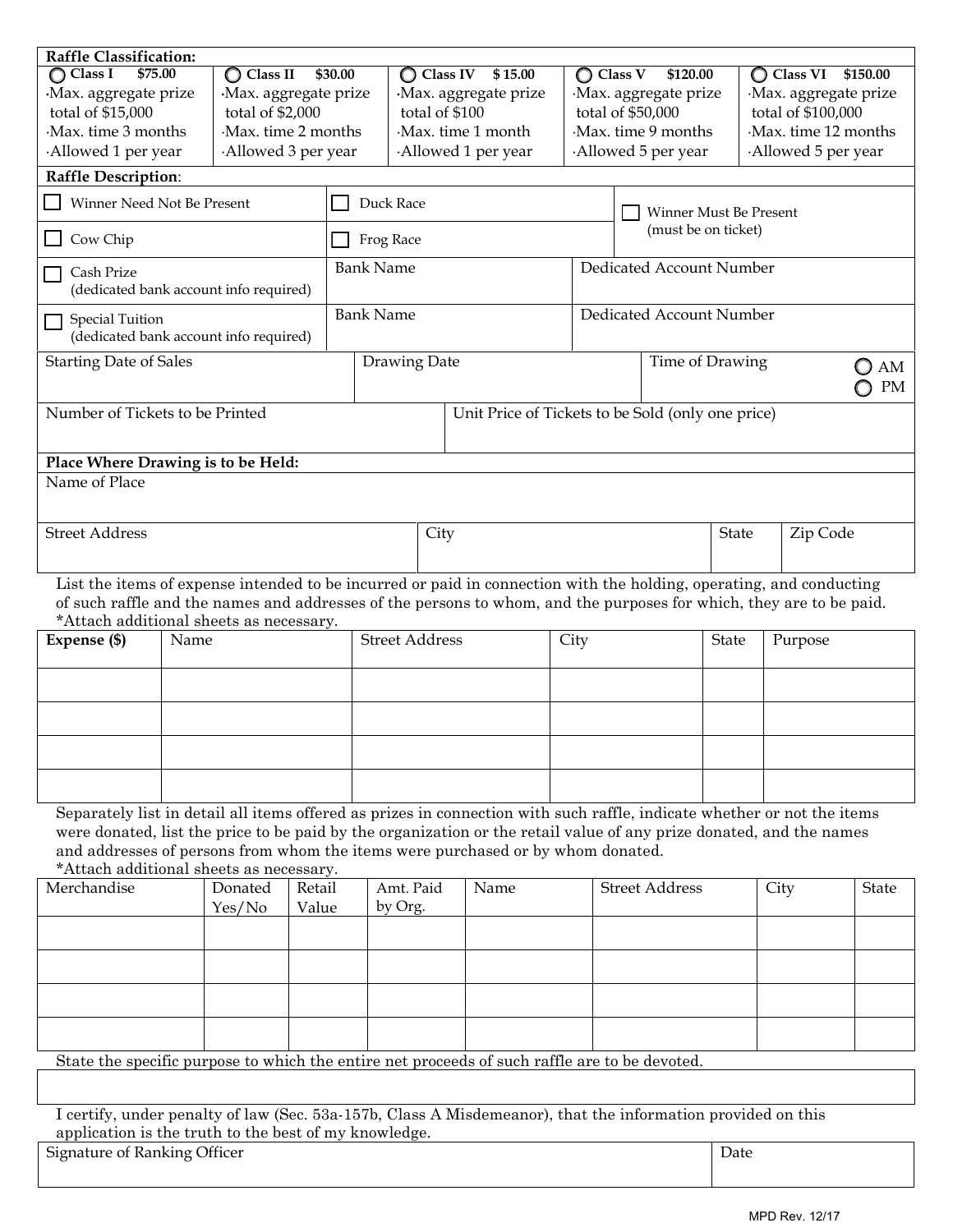**Raffle Classification:**

| ◯ Class I $75.00 | ◯ Class II $30.00 | ◯ Class IV $ 15.00 | ◯ Class V $120.00 | ◯ Class VI $150.00 |
|---|---|---|---|---|
| ·Max. aggregate prize total of $15,000 | ·Max. aggregate prize total of $2,000 | ·Max. aggregate prize total of $100 | ·Max. aggregate prize total of $50,000 | ·Max. aggregate prize total of $100,000 |
| ·Max. time 3 months | ·Max. time 2 months | ·Max. time 1 month | ·Max. time 9 months | ·Max. time 12 months |
| ·Allowed 1 per year | ·Allowed 3 per year | ·Allowed 1 per year | ·Allowed 5 per year | ·Allowed 5 per year |

**Raffle Description**:

| | | |
|---|---|---|
| ☐ Winner Need Not Be Present | ☐ Duck Race | ☐ Winner Must Be Present (must be on ticket) |
| ☐ Cow Chip | ☐ Frog Race | |
| ☐ Cash Prize (dedicated bank account info required) | Bank Name | Dedicated Account Number |
| ☐ Special Tuition (dedicated bank account info required) | Bank Name | Dedicated Account Number |

| Starting Date of Sales | Drawing Date | Time of Drawing ◯ AM ◯ PM |
|---|---|---|
| | | |

| Number of Tickets to be Printed | Unit Price of Tickets to be Sold (only one price) |
|---|---|
| | |

**Place Where Drawing is to be Held:**

Name of Place

| Street Address | City | State | Zip Code |
|---|---|---|---|
| | | | |

List the items of expense intended to be incurred or paid in connection with the holding, operating, and conducting of such raffle and the names and addresses of the persons to whom, and the purposes for which, they are to be paid. *Attach additional sheets as necessary.

| Expense ($) | Name | Street Address | City | State | Purpose |
|---|---|---|---|---|---|
| | | | | | |
| | | | | | |
| | | | | | |
| | | | | | |

Separately list in detail all items offered as prizes in connection with such raffle, indicate whether or not the items were donated, list the price to be paid by the organization or the retail value of any prize donated, and the names and addresses of persons from whom the items were purchased or by whom donated.
*Attach additional sheets as necessary.

| Merchandise | Donated Yes/No | Retail Value | Amt. Paid by Org. | Name | Street Address | City | State |
|---|---|---|---|---|---|---|---|
| | | | | | | | |
| | | | | | | | |
| | | | | | | | |
| | | | | | | | |

State the specific purpose to which the entire net proceeds of such raffle are to be devoted.

I certify, under penalty of law (Sec. 53a-157b, Class A Misdemeanor), that the information provided on this application is the truth to the best of my knowledge.

| Signature of Ranking Officer | Date |
|---|---|
| | |

MPD Rev. 12/17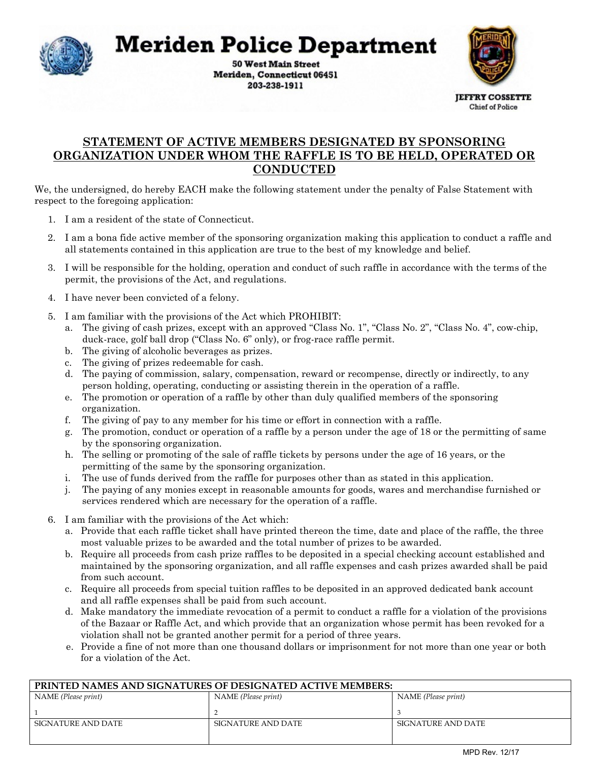# Meriden Police Department

**50 West Main Street**
**Meriden, Connecticut 06451**
**203-238-1911**

**JEFFRY COSSETTE**
Chief of Police

## STATEMENT OF ACTIVE MEMBERS DESIGNATED BY SPONSORING ORGANIZATION UNDER WHOM THE RAFFLE IS TO BE HELD, OPERATED OR CONDUCTED

We, the undersigned, do hereby EACH make the following statement under the penalty of False Statement with respect to the foregoing application:

1. I am a resident of the state of Connecticut.
2. I am a bona fide active member of the sponsoring organization making this application to conduct a raffle and all statements contained in this application are true to the best of my knowledge and belief.
3. I will be responsible for the holding, operation and conduct of such raffle in accordance with the terms of the permit, the provisions of the Act, and regulations.
4. I have never been convicted of a felony.
5. I am familiar with the provisions of the Act which PROHIBIT:
   a. The giving of cash prizes, except with an approved "Class No. 1", "Class No. 2", "Class No. 4", cow-chip, duck-race, golf ball drop ("Class No. 6" only), or frog-race raffle permit.
   b. The giving of alcoholic beverages as prizes.
   c. The giving of prizes redeemable for cash.
   d. The paying of commission, salary, compensation, reward or recompense, directly or indirectly, to any person holding, operating, conducting or assisting therein in the operation of a raffle.
   e. The promotion or operation of a raffle by other than duly qualified members of the sponsoring organization.
   f. The giving of pay to any member for his time or effort in connection with a raffle.
   g. The promotion, conduct or operation of a raffle by a person under the age of 18 or the permitting of same by the sponsoring organization.
   h. The selling or promoting of the sale of raffle tickets by persons under the age of 16 years, or the permitting of the same by the sponsoring organization.
   i. The use of funds derived from the raffle for purposes other than as stated in this application.
   j. The paying of any monies except in reasonable amounts for goods, wares and merchandise furnished or services rendered which are necessary for the operation of a raffle.
6. I am familiar with the provisions of the Act which:
   a. Provide that each raffle ticket shall have printed thereon the time, date and place of the raffle, the three most valuable prizes to be awarded and the total number of prizes to be awarded.
   b. Require all proceeds from cash prize raffles to be deposited in a special checking account established and maintained by the sponsoring organization, and all raffle expenses and cash prizes awarded shall be paid from such account.
   c. Require all proceeds from special tuition raffles to be deposited in an approved dedicated bank account and all raffle expenses shall be paid from such account.
   d. Make mandatory the immediate revocation of a permit to conduct a raffle for a violation of the provisions of the Bazaar or Raffle Act, and which provide that an organization whose permit has been revoked for a violation shall not be granted another permit for a period of three years.
   e. Provide a fine of not more than one thousand dollars or imprisonment for not more than one year or both for a violation of the Act.

| PRINTED NAMES AND SIGNATURES OF DESIGNATED ACTIVE MEMBERS: | | |
|---|---|---|
| NAME *(Please print)*<br>1 | NAME *(Please print)*<br>2 | NAME *(Please print)*<br>3 |
| SIGNATURE AND DATE | SIGNATURE AND DATE | SIGNATURE AND DATE |

MPD Rev. 12/17